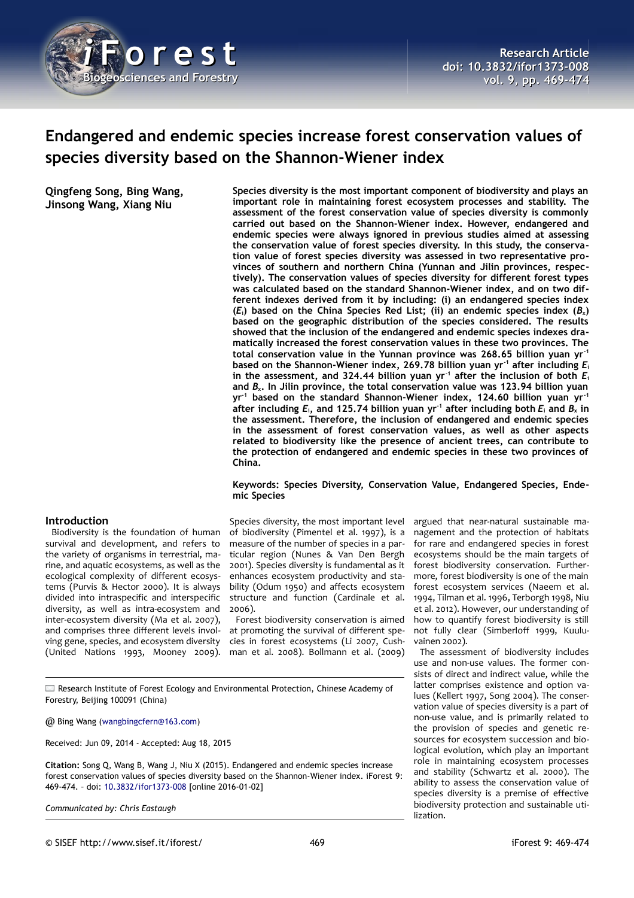# Endangered and endemic species increase forest conservation values of species diversity based on the Shannon-Wiener index

**Qingfeng Song, Bing Wang, Jinsong Wang, Xiang Niu**

**Species diversity is the most important component of biodiversity and plays an important role in maintaining forest ecosystem processes and stability. The assessment of the forest conservation value of species diversity is commonly carried out based on the Shannon-Wiener index. However, endangered and endemic species were always ignored in previous studies aimed at assessing the conservation value of forest species diversity. In this study, the conservation value of forest species diversity was assessed in two representative provinces of southern and northern China (Yunnan and Jilin provinces, respectively). The conservation values of species diversity for different forest types was calculated based on the standard Shannon-Wiener index, and on two different indexes derived from it by including: (i) an endangered species index ($E_i$) based on the China Species Red List; (ii) an endemic species index ($B_x$) based on the geographic distribution of the species considered. The results showed that the inclusion of the endangered and endemic species indexes dramatically increased the forest conservation values in these two provinces. The total conservation value in the Yunnan province was 268.65 billion yuan yr$^{-1}$ based on the Shannon-Wiener index, 269.78 billion yuan yr$^{-1}$ after including $E_i$ in the assessment, and 324.44 billion yuan yr$^{-1}$ after the inclusion of both $E_i$ and $B_x$. In Jilin province, the total conservation value was 123.94 billion yuan yr$^{-1}$ based on the standard Shannon-Wiener index, 124.60 billion yuan yr$^{-1}$ after including $E_i$, and 125.74 billion yuan yr$^{-1}$ after including both $E_i$ and $B_x$ in the assessment. Therefore, the inclusion of endangered and endemic species in the assessment of forest conservation values, as well as other aspects related to biodiversity like the presence of ancient trees, can contribute to the protection of endangered and endemic species in these two provinces of China.**

**Keywords: Species Diversity, Conservation Value, Endangered Species, Endemic Species**

## Introduction

Biodiversity is the foundation of human survival and development, and refers to the variety of organisms in terrestrial, marine, and aquatic ecosystems, as well as the ecological complexity of different ecosystems (Purvis & Hector 2000). It is always divided into intraspecific and interspecific diversity, as well as intra-ecosystem and inter-ecosystem diversity (Ma et al. 2007), and comprises three different levels involving gene, species, and ecosystem diversity (United Nations 1993, Mooney 2009). Species diversity, the most important level of biodiversity (Pimentel et al. 1997), is a measure of the number of species in a particular region (Nunes & Van Den Bergh 2001). Species diversity is fundamental as it enhances ecosystem productivity and stability (Odum 1950) and affects ecosystem structure and function (Cardinale et al. 2006).

Forest biodiversity conservation is aimed at promoting the survival of different species in forest ecosystems (Li 2007, Cushman et al. 2008). Bollmann et al. (2009) argued that near-natural sustainable management and the protection of habitats for rare and endangered species in forest ecosystems should be the main targets of forest biodiversity conservation. Furthermore, forest biodiversity is one of the main forest ecosystem services (Naeem et al. 1994, Tilman et al. 1996, Terborgh 1998, Niu et al. 2012). However, our understanding of how to quantify forest biodiversity is still not fully clear (Simberloff 1999, Kuuluvainen 2002).

The assessment of biodiversity includes use and non-use values. The former consists of direct and indirect value, while the latter comprises existence and option values (Kellert 1997, Song 2004). The conservation value of species diversity is a part of non-use value, and is primarily related to the provision of species and genetic resources for ecosystem succession and biological evolution, which play an important role in maintaining ecosystem processes and stability (Schwartz et al. 2000). The ability to assess the conservation value of species diversity is a premise of effective biodiversity protection and sustainable utilization.

---

Research Institute of Forest Ecology and Environmental Protection, Chinese Academy of Forestry, Beijing 100091 (China)

@ Bing Wang (wangbingcfern@163.com)

Received: Jun 09, 2014 - Accepted: Aug 18, 2015

**Citation:** Song Q, Wang B, Wang J, Niu X (2015). Endangered and endemic species increase forest conservation values of species diversity based on the Shannon-Wiener index. iForest 9: 469-474. – doi: 10.3832/ifor1373-008 [online 2016-01-02]

*Communicated by: Chris Eastaugh*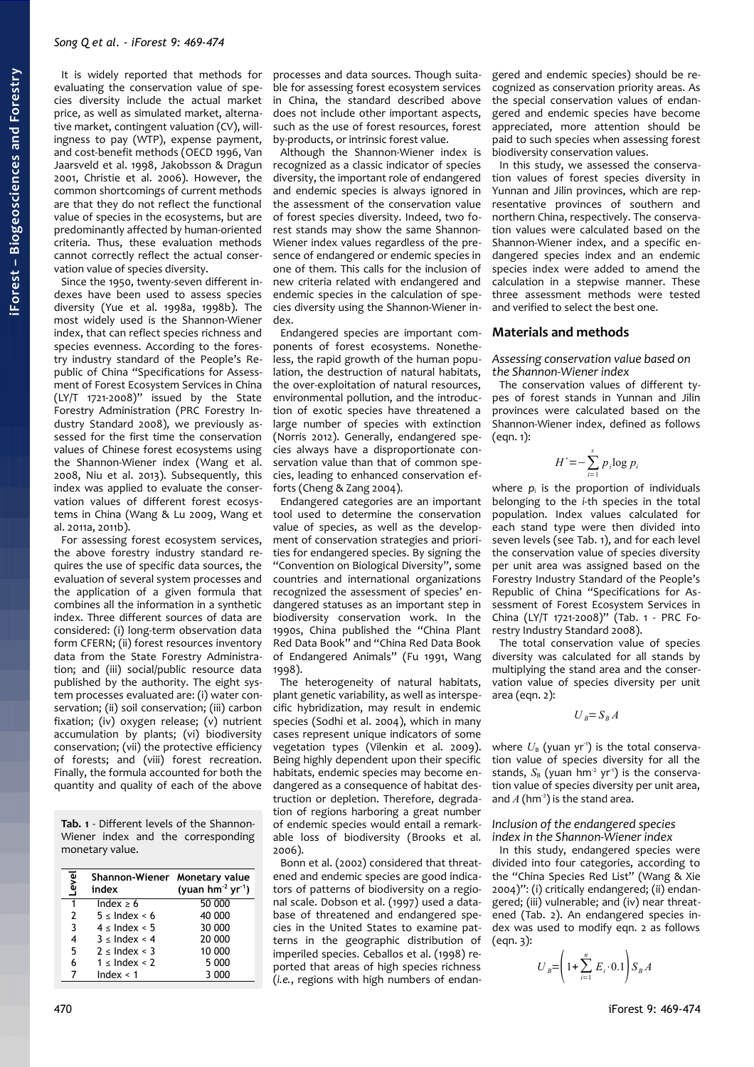It is widely reported that methods for evaluating the conservation value of species diversity include the actual market price, as well as simulated market, alternative market, contingent valuation (CV), willingness to pay (WTP), expense payment, and cost-benefit methods (OECD 1996, Van Jaarsveld et al. 1998, Jakobsson & Dragun 2001, Christie et al. 2006). However, the common shortcomings of current methods are that they do not reflect the functional value of species in the ecosystems, but are predominantly affected by human-oriented criteria. Thus, these evaluation methods cannot correctly reflect the actual conservation value of species diversity.

Since the 1950, twenty-seven different indexes have been used to assess species diversity (Yue et al. 1998a, 1998b). The most widely used is the Shannon-Wiener index, that can reflect species richness and species evenness. According to the forestry industry standard of the People's Republic of China "Specifications for Assessment of Forest Ecosystem Services in China (LY/T 1721-2008)" issued by the State Forestry Administration (PRC Forestry Industry Standard 2008), we previously assessed for the first time the conservation values of Chinese forest ecosystems using the Shannon-Wiener index (Wang et al. 2008, Niu et al. 2013). Subsequently, this index was applied to evaluate the conservation values of different forest ecosystems in China (Wang & Lu 2009, Wang et al. 2011a, 2011b).

For assessing forest ecosystem services, the above forestry industry standard requires the use of specific data sources, the evaluation of several system processes and the application of a given formula that combines all the information in a synthetic index. Three different sources of data are considered: (i) long-term observation data form CFERN; (ii) forest resources inventory data from the State Forestry Administration; and (iii) social/public resource data published by the authority. The eight system processes evaluated are: (i) water conservation; (ii) soil conservation; (iii) carbon fixation; (iv) oxygen release; (v) nutrient accumulation by plants; (vi) biodiversity conservation; (vii) the protective efficiency of forests; and (viii) forest recreation. Finally, the formula accounted for both the quantity and quality of each of the above processes and data sources. Though suitable for assessing forest ecosystem services in China, the standard described above does not include other important aspects, such as the use of forest resources, forest by-products, or intrinsic forest value.

Although the Shannon-Wiener index is recognized as a classic indicator of species diversity, the important role of endangered and endemic species is always ignored in the assessment of the conservation value of forest species diversity. Indeed, two forest stands may show the same Shannon-Wiener index values regardless of the presence of endangered or endemic species in one of them. This calls for the inclusion of new criteria related with endangered and endemic species in the calculation of species diversity using the Shannon-Wiener index.

Endangered species are important components of forest ecosystems. Nonetheless, the rapid growth of the human population, the destruction of natural habitats, the over-exploitation of natural resources, environmental pollution, and the introduction of exotic species have threatened a large number of species with extinction (Norris 2012). Generally, endangered species always have a disproportionate conservation value than that of common species, leading to enhanced conservation efforts (Cheng & Zang 2004).

Endangered categories are an important tool used to determine the conservation value of species, as well as the development of conservation strategies and priorities for endangered species. By signing the "Convention on Biological Diversity", some countries and international organizations recognized the assessment of species' endangered statuses as an important step in biodiversity conservation work. In the 1990s, China published the "China Plant Red Data Book" and "China Red Data Book of Endangered Animals" (Fu 1991, Wang 1998).

The heterogeneity of natural habitats, plant genetic variability, as well as interspecific hybridization, may result in endemic species (Sodhi et al. 2004), which in many cases represent unique indicators of some vegetation types (Vilenkin et al. 2009). Being highly dependent upon their specific habitats, endemic species may become endangered as a consequence of habitat destruction or depletion. Therefore, degradation of regions harboring a great number of endemic species would entail a remarkable loss of biodiversity (Brooks et al. 2006).

Bonn et al. (2002) considered that threatened and endemic species are good indicators of patterns of biodiversity on a regional scale. Dobson et al. (1997) used a database of threatened and endangered species in the United States to examine patterns in the geographic distribution of imperiled species. Ceballos et al. (1998) reported that areas of high species richness (*i.e.*, regions with high numbers of endangered and endemic species) should be recognized as conservation priority areas. As the special conservation values of endangered and endemic species have become appreciated, more attention should be paid to such species when assessing forest biodiversity conservation values.

In this study, we assessed the conservation values of forest species diversity in Yunnan and Jilin provinces, which are representative provinces of southern and northern China, respectively. The conservation values were calculated based on the Shannon-Wiener index, and a specific endangered species index and an endemic species index were added to amend the calculation in a stepwise manner. These three assessment methods were tested and verified to select the best one.

## Materials and methods

### *Assessing conservation value based on the Shannon-Wiener index*

The conservation values of different types of forest stands in Yunnan and Jilin provinces were calculated based on the Shannon-Wiener index, defined as follows (eqn. 1):

$$H' = -\sum_{i=1}^{s} p_i \log p_i$$

where $p_i$ is the proportion of individuals belonging to the *i*-th species in the total population. Index values calculated for each stand type were then divided into seven levels (see Tab. 1), and for each level the conservation value of species diversity per unit area was assigned based on the Forestry Industry Standard of the People's Republic of China "Specifications for Assessment of Forest Ecosystem Services in China (LY/T 1721-2008)" (Tab. 1 - PRC Forestry Industry Standard 2008).

**Tab. 1** - Different levels of the Shannon-Wiener index and the corresponding monetary value.

| Level | Shannon-Wiener index | Monetary value (yuan hm$^{-2}$ yr$^{-1}$) |
|---|---|---|
| 1 | Index ≥ 6 | 50 000 |
| 2 | 5 ≤ Index < 6 | 40 000 |
| 3 | 4 ≤ Index < 5 | 30 000 |
| 4 | 3 ≤ Index < 4 | 20 000 |
| 5 | 2 ≤ Index < 3 | 10 000 |
| 6 | 1 ≤ Index < 2 | 5 000 |
| 7 | Index < 1 | 3 000 |

The total conservation value of species diversity was calculated for all stands by multiplying the stand area and the conservation value of species diversity per unit area (eqn. 2):

$$U_B = S_B A$$

where $U_B$ (yuan yr$^{-1}$) is the total conservation value of species diversity for all the stands, $S_B$ (yuan hm$^{-2}$ yr$^{-1}$) is the conservation value of species diversity per unit area, and $A$ (hm$^{-2}$) is the stand area.

### *Inclusion of the endangered species index in the Shannon-Wiener index*

In this study, endangered species were divided into four categories, according to the "China Species Red List" (Wang & Xie 2004)": (i) critically endangered; (ii) endangered; (iii) vulnerable; and (iv) near threatened (Tab. 2). An endangered species index was used to modify eqn. 2 as follows (eqn. 3):

$$U_B = \left(1 + \sum_{i=1}^{n} E_i \cdot 0.1\right) S_B A$$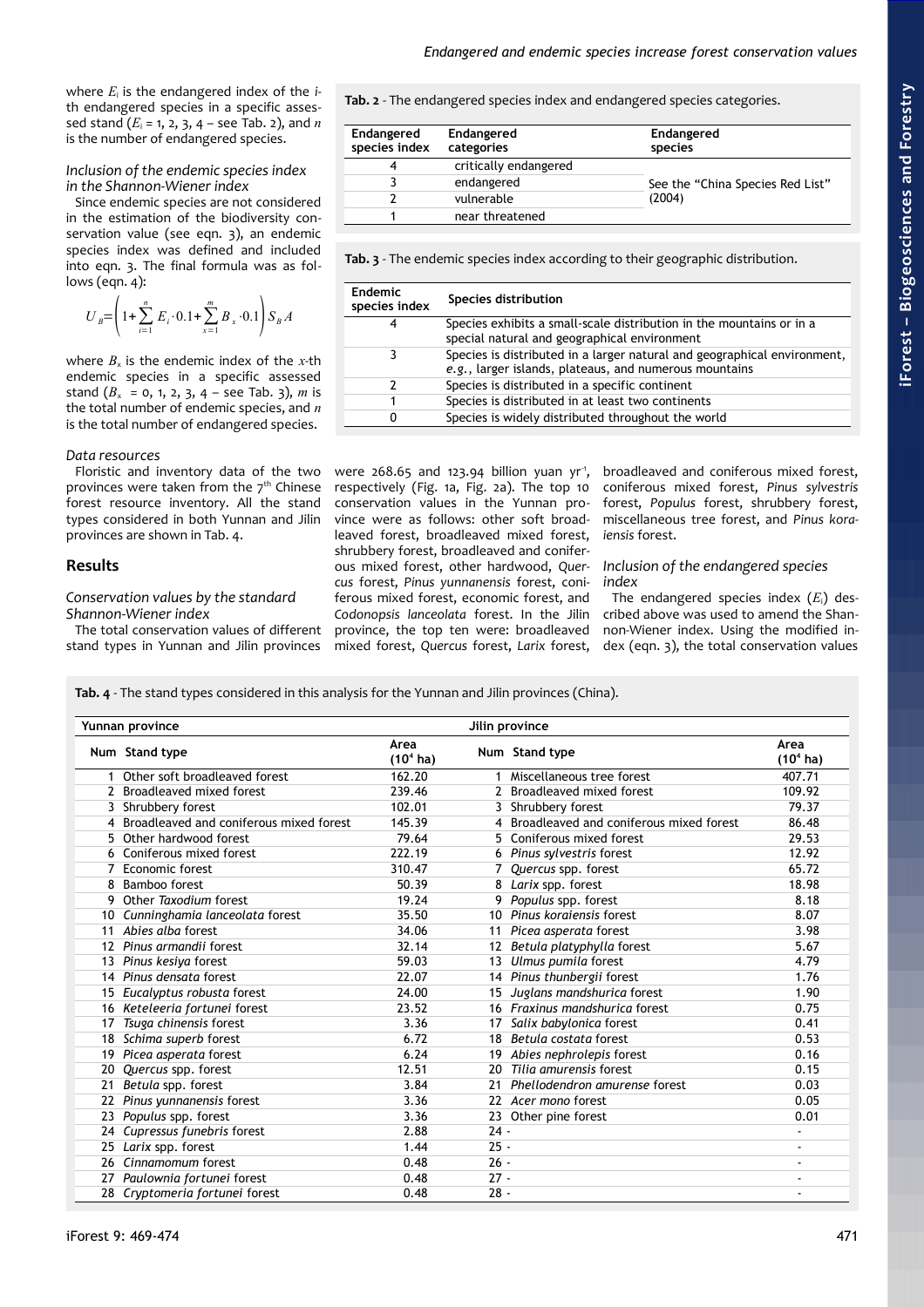where $E_i$ is the endangered index of the $i$-th endangered species in a specific assessed stand ($E_i$ = 1, 2, 3, 4 – see Tab. 2), and $n$ is the number of endangered species.

### Inclusion of the endemic species index in the Shannon-Wiener index

Since endemic species are not considered in the estimation of the biodiversity conservation value (see eqn. 3), an endemic species index was defined and included into eqn. 3. The final formula was as follows (eqn. 4):

$$U_B = \left(1 + \sum_{i=1}^{n} E_i \cdot 0.1 + \sum_{x=1}^{m} B_x \cdot 0.1\right) S_B A$$

where $B_x$ is the endemic index of the $x$-th endemic species in a specific assessed stand ($B_x$ = 0, 1, 2, 3, 4 – see Tab. 3), $m$ is the total number of endemic species, and $n$ is the total number of endangered species.

### Data resources

Floristic and inventory data of the two provinces were taken from the 7th Chinese forest resource inventory. All the stand types considered in both Yunnan and Jilin provinces are shown in Tab. 4.

## Results

### Conservation values by the standard Shannon-Wiener index

The total conservation values of different stand types in Yunnan and Jilin provinces were 268.65 and 123.94 billion yuan yr$^{-1}$, respectively (Fig. 1a, Fig. 2a). The top 10 conservation values in the Yunnan province were as follows: other soft broadleaved forest, broadleaved mixed forest, shrubbery forest, broadleaved and coniferous mixed forest, other hardwood, *Quercus* forest, *Pinus yunnanensis* forest, coniferous mixed forest, economic forest, and *Codonopsis lanceolata* forest. In the Jilin province, the top ten were: broadleaved mixed forest, *Quercus* forest, *Larix* forest, broadleaved and coniferous mixed forest, coniferous mixed forest, *Pinus sylvestris* forest, *Populus* forest, shrubbery forest, miscellaneous tree forest, and *Pinus koraiensis* forest.

### Inclusion of the endangered species index

The endangered species index ($E_i$) described above was used to amend the Shannon-Wiener index. Using the modified index (eqn. 3), the total conservation values

**Tab. 2** - The endangered species index and endangered species categories.

| Endangered species index | Endangered categories | Endangered species |
|---|---|---|
| 4 | critically endangered | See the "China Species Red List" (2004) |
| 3 | endangered | |
| 2 | vulnerable | |
| 1 | near threatened | |

**Tab. 3** - The endemic species index according to their geographic distribution.

| Endemic species index | Species distribution |
|---|---|
| 4 | Species exhibits a small-scale distribution in the mountains or in a special natural and geographical environment |
| 3 | Species is distributed in a larger natural and geographical environment, *e.g.*, larger islands, plateaus, and numerous mountains |
| 2 | Species is distributed in a specific continent |
| 1 | Species is distributed in at least two continents |
| 0 | Species is widely distributed throughout the world |

**Tab. 4** - The stand types considered in this analysis for the Yunnan and Jilin provinces (China).

| Yunnan province | | | Jilin province | | |
|---|---|---|---|---|---|
| Num | Stand type | Area ($10^4$ ha) | Num | Stand type | Area ($10^4$ ha) |
| 1 | Other soft broadleaved forest | 162.20 | 1 | Miscellaneous tree forest | 407.71 |
| 2 | Broadleaved mixed forest | 239.46 | 2 | Broadleaved mixed forest | 109.92 |
| 3 | Shrubbery forest | 102.01 | 3 | Shrubbery forest | 79.37 |
| 4 | Broadleaved and coniferous mixed forest | 145.39 | 4 | Broadleaved and coniferous mixed forest | 86.48 |
| 5 | Other hardwood forest | 79.64 | 5 | Coniferous mixed forest | 29.53 |
| 6 | Coniferous mixed forest | 222.19 | 6 | *Pinus sylvestris* forest | 12.92 |
| 7 | Economic forest | 310.47 | 7 | *Quercus* spp. forest | 65.72 |
| 8 | Bamboo forest | 50.39 | 8 | *Larix* spp. forest | 18.98 |
| 9 | Other *Taxodium* forest | 19.24 | 9 | *Populus* spp. forest | 8.18 |
| 10 | *Cunninghamia lanceolata* forest | 35.50 | 10 | *Pinus koraiensis* forest | 8.07 |
| 11 | *Abies alba* forest | 34.06 | 11 | *Picea asperata* forest | 3.98 |
| 12 | *Pinus armandii* forest | 32.14 | 12 | *Betula platyphylla* forest | 5.67 |
| 13 | *Pinus kesiya* forest | 59.03 | 13 | *Ulmus pumila* forest | 4.79 |
| 14 | *Pinus densata* forest | 22.07 | 14 | *Pinus thunbergii* forest | 1.76 |
| 15 | *Eucalyptus robusta* forest | 24.00 | 15 | *Juglans mandshurica* forest | 1.90 |
| 16 | *Keteleeria fortunei* forest | 23.52 | 16 | *Fraxinus mandshurica* forest | 0.75 |
| 17 | *Tsuga chinensis* forest | 3.36 | 17 | *Salix babylonica* forest | 0.41 |
| 18 | *Schima superb* forest | 6.72 | 18 | *Betula costata* forest | 0.53 |
| 19 | *Picea asperata* forest | 6.24 | 19 | *Abies nephrolepis* forest | 0.16 |
| 20 | *Quercus* spp. forest | 12.51 | 20 | *Tilia amurensis* forest | 0.15 |
| 21 | *Betula* spp. forest | 3.84 | 21 | *Phellodendron amurense* forest | 0.03 |
| 22 | *Pinus yunnanensis* forest | 3.36 | 22 | *Acer mono* forest | 0.05 |
| 23 | *Populus* spp. forest | 3.36 | 23 | Other pine forest | 0.01 |
| 24 | *Cupressus funebris* forest | 2.88 | 24 | - | - |
| 25 | *Larix* spp. forest | 1.44 | 25 | - | - |
| 26 | *Cinnamomum* forest | 0.48 | 26 | - | - |
| 27 | *Paulownia fortunei* forest | 0.48 | 27 | - | - |
| 28 | *Cryptomeria fortunei* forest | 0.48 | 28 | - | - |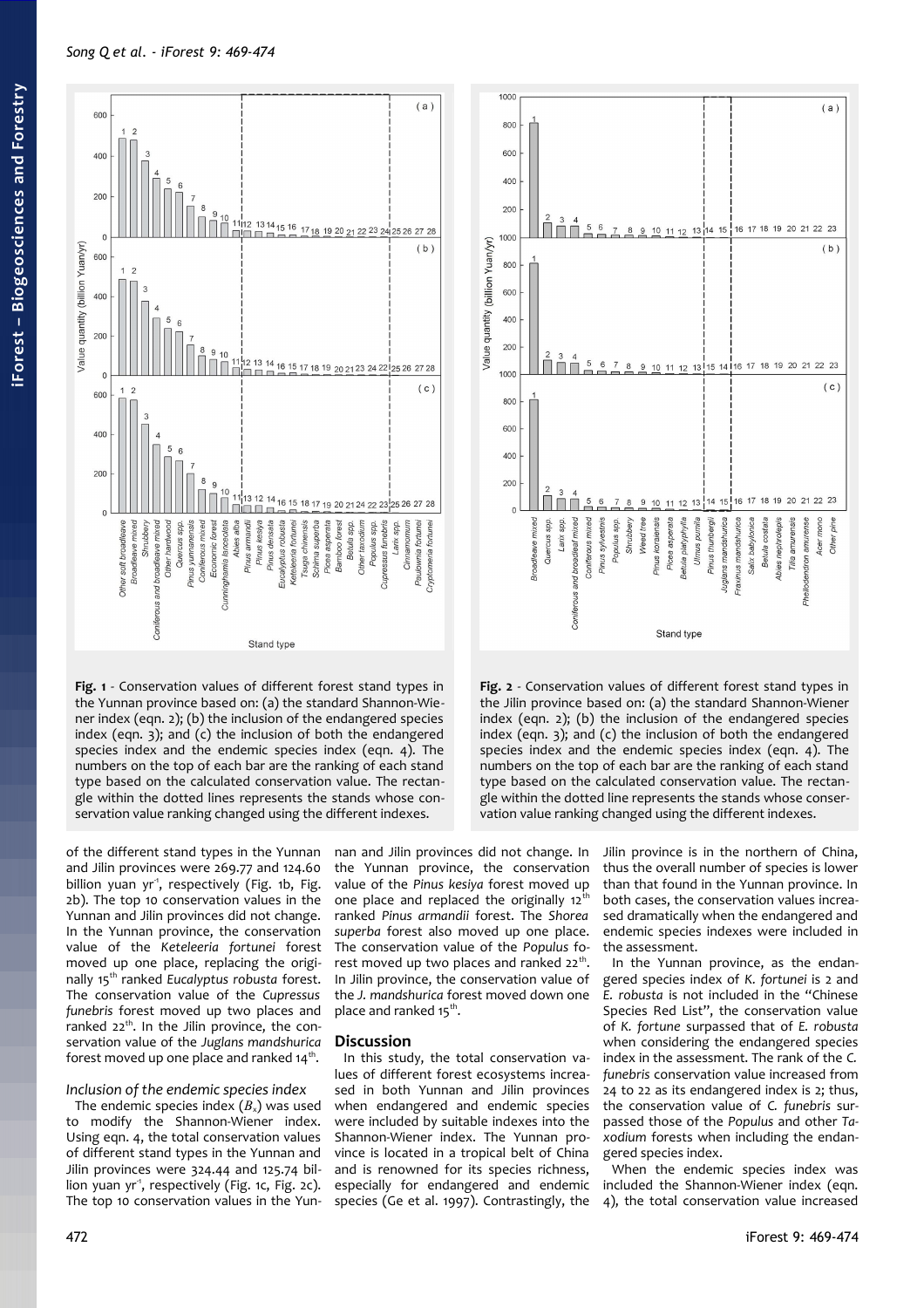Fig. 1 - Conservation values of different forest stand types in the Yunnan province based on: (a) the standard Shannon-Wiener index (eqn. 2); (b) the inclusion of the endangered species index (eqn. 3); and (c) the inclusion of both the endangered species index and the endemic species index (eqn. 4). The numbers on the top of each bar are the ranking of each stand type based on the calculated conservation value. The rectangle within the dotted lines represents the stands whose conservation value ranking changed using the different indexes.

Fig. 2 - Conservation values of different forest stand types in the Jilin province based on: (a) the standard Shannon-Wiener index (eqn. 2); (b) the inclusion of the endangered species index (eqn. 3); and (c) the inclusion of both the endangered species index and the endemic species index (eqn. 4). The numbers on the top of each bar are the ranking of each stand type based on the calculated conservation value. The rectangle within the dotted line represents the stands whose conservation value ranking changed using the different indexes.

of the different stand types in the Yunnan and Jilin provinces were 269.77 and 124.60 billion yuan yr$^{-1}$, respectively (Fig. 1b, Fig. 2b). The top 10 conservation values in the Yunnan and Jilin provinces did not change. In the Yunnan province, the conservation value of the *Keteleeria fortunei* forest moved up one place, replacing the originally 15$^{th}$ ranked *Eucalyptus robusta* forest. The conservation value of the *Cupressus funebris* forest moved up two places and ranked 22$^{th}$. In the Jilin province, the conservation value of the *Juglans mandshurica* forest moved up one place and ranked 14$^{th}$.

### Inclusion of the endemic species index

The endemic species index ($B_x$) was used to modify the Shannon-Wiener index. Using eqn. 4, the total conservation values of different stand types in the Yunnan and Jilin provinces were 324.44 and 125.74 billion yuan yr$^{-1}$, respectively (Fig. 1c, Fig. 2c). The top 10 conservation values in the Yunnan and Jilin provinces did not change. In the Yunnan province, the conservation value of the *Pinus kesiya* forest moved up one place and replaced the originally 12$^{th}$ ranked *Pinus armandii* forest. The *Shorea superba* forest also moved up one place. The conservation value of the *Populus* forest moved up two places and ranked 22$^{th}$. In Jilin province, the conservation value of the *J. mandshurica* forest moved down one place and ranked 15$^{th}$.

## Discussion

In this study, the total conservation values of different forest ecosystems increased in both Yunnan and Jilin provinces when endangered and endemic species were included by suitable indexes into the Shannon-Wiener index. The Yunnan province is located in a tropical belt of China and is renowned for its species richness, especially for endangered and endemic species (Ge et al. 1997). Contrastingly, the Jilin province is in the northern of China, thus the overall number of species is lower than that found in the Yunnan province. In both cases, the conservation values increased dramatically when the endangered and endemic species indexes were included in the assessment.

In the Yunnan province, as the endangered species index of *K. fortunei* is 2 and *E. robusta* is not included in the "Chinese Species Red List", the conservation value of *K. fortune* surpassed that of *E. robusta* when considering the endangered species index in the assessment. The rank of the *C. funebris* conservation value increased from 24 to 22 as its endangered index is 2; thus, the conservation value of *C. funebris* surpassed those of the *Populus* and other *Taxodium* forests when including the endangered species index.

When the endemic species index was included the Shannon-Wiener index (eqn. 4), the total conservation value increased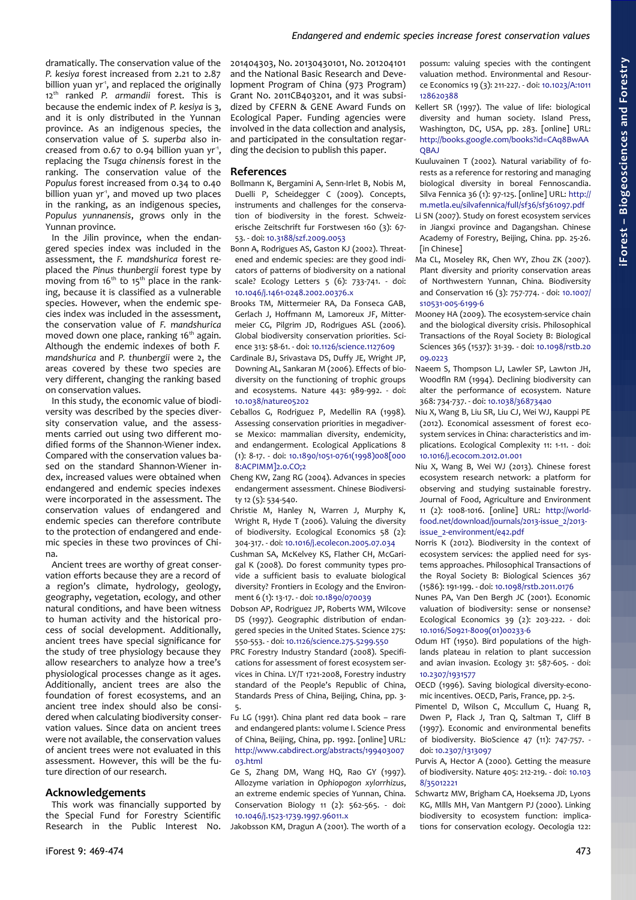dramatically. The conservation value of the *P. kesiya* forest increased from 2.21 to 2.87 billion yuan $yr^{-1}$, and replaced the originally $12^{th}$ ranked *P. armandii* forest. This is because the endemic index of *P. kesiya* is 3, and it is only distributed in the Yunnan province. As an indigenous species, the conservation value of *S. superba* also increased from 0.67 to 0.94 billion yuan $yr^{-1}$, replacing the *Tsuga chinensis* forest in the ranking. The conservation value of the *Populus* forest increased from 0.34 to 0.40 billion yuan $yr^{-1}$, and moved up two places in the ranking, as an indigenous species, *Populus yunnanensis*, grows only in the Yunnan province.

In the Jilin province, when the endangered species index was included in the assessment, the *F. mandshurica* forest replaced the *Pinus thunbergii* forest type by moving from $16^{th}$ to $15^{th}$ place in the ranking, because it is classified as a vulnerable species. However, when the endemic species index was included in the assessment, the conservation value of *F. mandshurica* moved down one place, ranking $16^{th}$ again. Although the endemic indexes of both *F. mandshurica* and *P. thunbergii* were 2, the areas covered by these two species are very different, changing the ranking based on conservation values.

In this study, the economic value of biodiversity was described by the species diversity conservation value, and the assessments carried out using two different modified forms of the Shannon-Wiener index. Compared with the conservation values based on the standard Shannon-Wiener index, increased values were obtained when endangered and endemic species indexes were incorporated in the assessment. The conservation values of endangered and endemic species can therefore contribute to the protection of endangered and endemic species in these two provinces of China.

Ancient trees are worthy of great conservation efforts because they are a record of a region's climate, hydrology, geology, geography, vegetation, ecology, and other natural conditions, and have been witness to human activity and the historical process of social development. Additionally, ancient trees have special significance for the study of tree physiology because they allow researchers to analyze how a tree's physiological processes change as it ages. Additionally, ancient trees are also the foundation of forest ecosystems, and an ancient tree index should also be considered when calculating biodiversity conservation values. Since data on ancient trees were not available, the conservation values of ancient trees were not evaluated in this assessment. However, this will be the future direction of our research.

## Acknowledgements

This work was financially supported by the Special Fund for Forestry Scientific Research in the Public Interest No. 201404303, No. 20130430101, No. 201204101 and the National Basic Research and Development Program of China (973 Program) Grant No. 2011CB403201, and it was subsidized by CFERN & GENE Award Funds on Ecological Paper. Funding agencies were involved in the data collection and analysis, and participated in the consultation regarding the decision to publish this paper.

## References

Bollmann K, Bergamini A, Senn-Irlet B, Nobis M, Duelli P, Scheidegger C (2009). Concepts, instruments and challenges for the conservation of biodiversity in the forest. Schweizerische Zeitschrift fur Forstwesen 160 (3): 67-53. - doi: 10.3188/szf.2009.0053

Bonn A, Rodrigues AS, Gaston KJ (2002). Threatened and endemic species: are they good indicators of patterns of biodiversity on a national scale? Ecology Letters 5 (6): 733-741. - doi: 10.1046/j.1461-0248.2002.00376.x

Brooks TM, Mittermeier RA, Da Fonseca GAB, Gerlach J, Hoffmann M, Lamoreux JF, Mittermeier CG, Pilgrim JD, Rodrigues ASL (2006). Global biodiversity conservation priorities. Science 313: 58-61. - doi: 10.1126/science.1127609

Cardinale BJ, Srivastava DS, Duffy JE, Wright JP, Downing AL, Sankaran M (2006). Effects of biodiversity on the functioning of trophic groups and ecosystems. Nature 443: 989-992. - doi: 10.1038/nature05202

Ceballos G, Rodriguez P, Medellin RA (1998). Assessing conservation priorities in megadiverse Mexico: mammalian diversity, endemicity, and endangerment. Ecological Applications 8 (1): 8-17. - doi: 10.1890/1051-0761(1998)008[0008:ACPIMM]2.0.CO;2

Cheng KW, Zang RG (2004). Advances in species endangerment assessment. Chinese Biodiversity 12 (5): 534-540.

Christie M, Hanley N, Warren J, Murphy K, Wright R, Hyde T (2006). Valuing the diversity of biodiversity. Ecological Economics 58 (2): 304-317. - doi: 10.1016/j.ecolecon.2005.07.034

Cushman SA, McKelvey KS, Flather CH, McGarigal K (2008). Do forest community types provide a sufficient basis to evaluate biological diversity? Frontiers in Ecology and the Environment 6 (1): 13-17. - doi: 10.1890/070039

Dobson AP, Rodriguez JP, Roberts WM, Wilcove DS (1997). Geographic distribution of endangered species in the United States. Science 275: 550-553. - doi: 10.1126/science.275.5299.550

PRC Forestry Industry Standard (2008). Specifications for assessment of forest ecosystem services in China. LY/T 1721-2008, Forestry industry standard of the People's Republic of China, Standards Press of China, Beijing, China, pp. 3-5.

Fu LG (1991). China plant red data book – rare and endangered plants: volume I. Science Press of China, Beijing, China, pp. 1992. [online] URL: http://www.cabdirect.org/abstracts/19940300703.html

Ge S, Zhang DM, Wang HQ, Rao GY (1997). Allozyme variation in *Ophiopogon xylorrhizus*, an extreme endemic species of Yunnan, China. Conservation Biology 11 (2): 562-565. - doi: 10.1046/j.1523-1739.1997.96011.x

Jakobsson KM, Dragun A (2001). The worth of a possum: valuing species with the contingent valuation method. Environmental and Resource Economics 19 (3): 211-227. - doi: 10.1023/A:1011128620388

Kellert SR (1997). The value of life: biological diversity and human society. Island Press, Washington, DC, USA, pp. 283. [online] URL: http://books.google.com/books?id=CAq8BwAAQBAJ

Kuuluvainen T (2002). Natural variability of forests as a reference for restoring and managing biological diversity in boreal Fennoscandia. Silva Fennica 36 (1): 97-125. [online] URL: http://m.metla.eu/silvafennica/full/sf36/sf361097.pdf

Li SN (2007). Study on forest ecosystem services in Jiangxi province and Dagangshan. Chinese Academy of Forestry, Beijing, China. pp. 25-26. [in Chinese]

Ma CL, Moseley RK, Chen WY, Zhou ZK (2007). Plant diversity and priority conservation areas of Northwestern Yunnan, China. Biodiversity and Conservation 16 (3): 757-774. - doi: 10.1007/s10531-005-6199-6

Mooney HA (2009). The ecosystem-service chain and the biological diversity crisis. Philosophical Transactions of the Royal Society B: Biological Sciences 365 (1537): 31-39. - doi: 10.1098/rstb.2009.0223

Naeem S, Thompson LJ, Lawler SP, Lawton JH, Woodfln RM (1994). Declining biodiversity can alter the performance of ecosystem. Nature 368: 734-737. - doi: 10.1038/368734a0

Niu X, Wang B, Liu SR, Liu CJ, Wei WJ, Kauppi PE (2012). Economical assessment of forest ecosystem services in China: characteristics and implications. Ecological Complexity 11: 1-11. - doi: 10.1016/j.ecocom.2012.01.001

Niu X, Wang B, Wei WJ (2013). Chinese forest ecosystem research network: a platform for observing and studying sustainable forestry. Journal of Food, Agriculture and Environment 11 (2): 1008-1016. [online] URL: http://world-food.net/download/journals/2013-issue_2/2013-issue_2-environment/e42.pdf

Norris K (2012). Biodiversity in the context of ecosystem services: the applied need for systems approaches. Philosophical Transactions of the Royal Society B: Biological Sciences 367 (1586): 191-199. - doi: 10.1098/rstb.2011.0176

Nunes PA, Van Den Bergh JC (2001). Economic valuation of biodiversity: sense or nonsense? Ecological Economics 39 (2): 203-222. - doi: 10.1016/S0921-8009(01)00233-6

Odum HT (1950). Bird populations of the highlands plateau in relation to plant succession and avian invasion. Ecology 31: 587-605. - doi: 10.2307/1931577

OECD (1996). Saving biological diversity-economic incentives. OECD, Paris, France, pp. 2-5.

Pimentel D, Wilson C, Mccullum C, Huang R, Dwen P, Flack J, Tran Q, Saltman T, Cliff B (1997). Economic and environmental benefits of biodiversity. BioScience 47 (11): 747-757. - doi: 10.2307/1313097

Purvis A, Hector A (2000). Getting the measure of biodiversity. Nature 405: 212-219. - doi: 10.1038/35012221

Schwartz MW, Brigham CA, Hoeksema JD, Lyons KG, Mllls MH, Van Mantgern PJ (2000). Linking biodiversity to ecosystem function: implications for conservation ecology. Oecologia 122: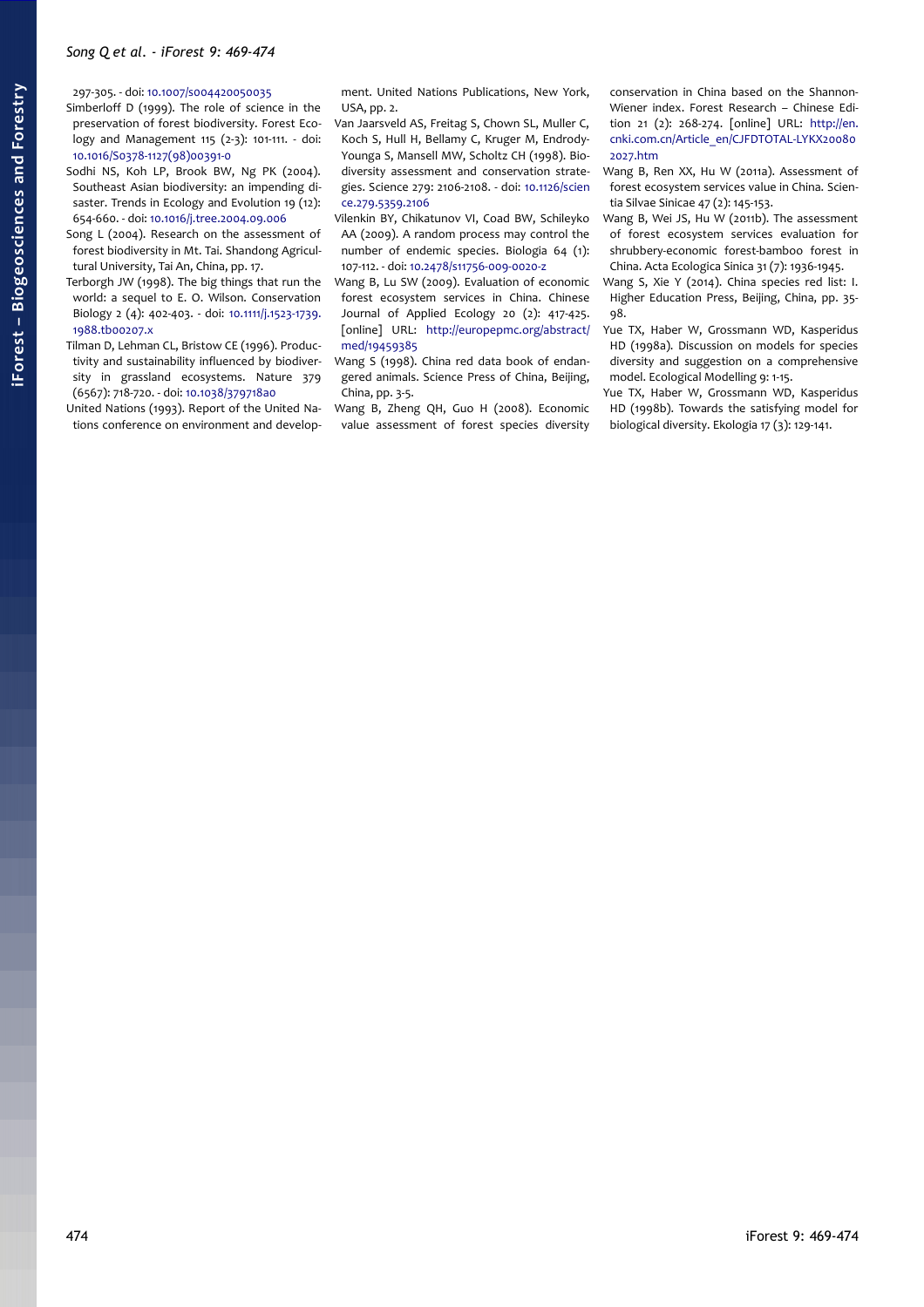297-305. - doi: 10.1007/s004420050035

Simberloff D (1999). The role of science in the preservation of forest biodiversity. Forest Ecology and Management 115 (2-3): 101-111. - doi: 10.1016/S0378-1127(98)00391-0

Sodhi NS, Koh LP, Brook BW, Ng PK (2004). Southeast Asian biodiversity: an impending disaster. Trends in Ecology and Evolution 19 (12): 654-660. - doi: 10.1016/j.tree.2004.09.006

Song L (2004). Research on the assessment of forest biodiversity in Mt. Tai. Shandong Agricultural University, Tai An, China, pp. 17.

Terborgh JW (1998). The big things that run the world: a sequel to E. O. Wilson. Conservation Biology 2 (4): 402-403. - doi: 10.1111/j.1523-1739.1988.tb00207.x

Tilman D, Lehman CL, Bristow CE (1996). Productivity and sustainability influenced by biodiversity in grassland ecosystems. Nature 379 (6567): 718-720. - doi: 10.1038/379718a0

United Nations (1993). Report of the United Nations conference on environment and development. United Nations Publications, New York, USA, pp. 2.

Van Jaarsveld AS, Freitag S, Chown SL, Muller C, Koch S, Hull H, Bellamy C, Kruger M, Endrody-Younga S, Mansell MW, Scholtz CH (1998). Biodiversity assessment and conservation strategies. Science 279: 2106-2108. - doi: 10.1126/science.279.5359.2106

Vilenkin BY, Chikatunov VI, Coad BW, Schileyko AA (2009). A random process may control the number of endemic species. Biologia 64 (1): 107-112. - doi: 10.2478/s11756-009-0020-z

Wang B, Lu SW (2009). Evaluation of economic forest ecosystem services in China. Chinese Journal of Applied Ecology 20 (2): 417-425. [online] URL: http://europepmc.org/abstract/med/19459385

Wang S (1998). China red data book of endangered animals. Science Press of China, Beijing, China, pp. 3-5.

Wang B, Zheng QH, Guo H (2008). Economic value assessment of forest species diversity conservation in China based on the Shannon-Wiener index. Forest Research – Chinese Edition 21 (2): 268-274. [online] URL: http://en.cnki.com.cn/Article_en/CJFDTOTAL-LYKX200802027.htm

Wang B, Ren XX, Hu W (2011a). Assessment of forest ecosystem services value in China. Scientia Silvae Sinicae 47 (2): 145-153.

Wang B, Wei JS, Hu W (2011b). The assessment of forest ecosystem services evaluation for shrubbery-economic forest-bamboo forest in China. Acta Ecologica Sinica 31 (7): 1936-1945.

Wang S, Xie Y (2014). China species red list: I. Higher Education Press, Beijing, China, pp. 35-98.

Yue TX, Haber W, Grossmann WD, Kasperidus HD (1998a). Discussion on models for species diversity and suggestion on a comprehensive model. Ecological Modelling 9: 1-15.

Yue TX, Haber W, Grossmann WD, Kasperidus HD (1998b). Towards the satisfying model for biological diversity. Ekologia 17 (3): 129-141.